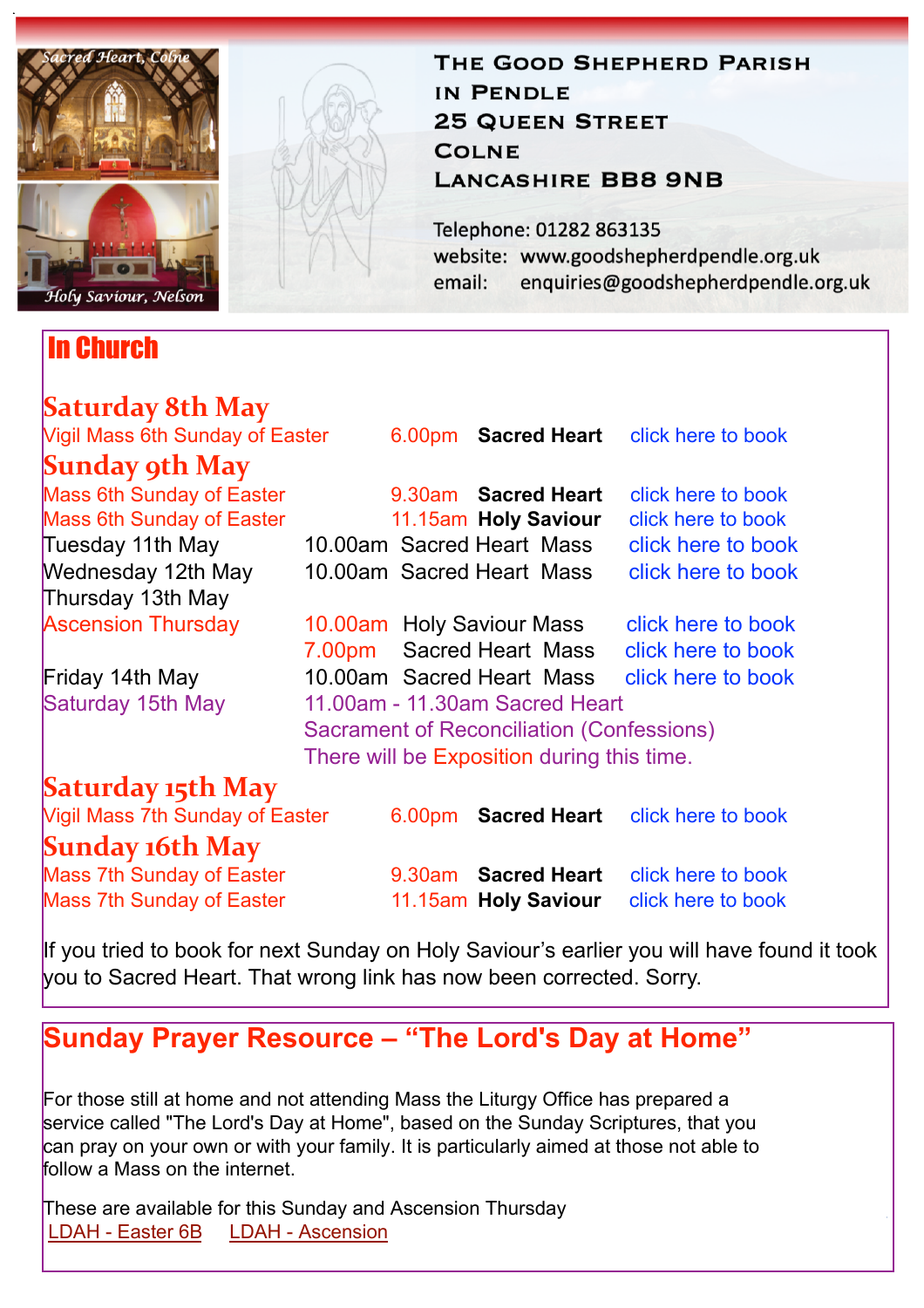Sacred Heart, Colne

Holy Saviour, Nelson

# The Good Shepherd Parish in Pendle

25 Queen Street
Colne
Lancashire BB8 9NB

Telephone: 01282 863135
website: www.goodshepherdpendle.org.uk
email: enquiries@goodshepherdpendle.org.uk

## In Church

### Saturday 8th May

| | | | |
|---|---|---|---|
| Vigil Mass 6th Sunday of Easter | 6.00pm | **Sacred Heart** | click here to book |

### Sunday 9th May

| | | | |
|---|---|---|---|
| Mass 6th Sunday of Easter | 9.30am | **Sacred Heart** | click here to book |
| Mass 6th Sunday of Easter | 11.15am | **Holy Saviour** | click here to book |
| Tuesday 11th May | 10.00am | Sacred Heart Mass | click here to book |
| Wednesday 12th May | 10.00am | Sacred Heart Mass | click here to book |
| Thursday 13th May | | | |
| Ascension Thursday | 10.00am | Holy Saviour Mass | click here to book |
| | 7.00pm | Sacred Heart Mass | click here to book |
| Friday 14th May | 10.00am | Sacred Heart Mass | click here to book |
| Saturday 15th May | 11.00am - 11.30am Sacred Heart Sacrament of Reconciliation (Confessions) There will be Exposition during this time. | | |

### Saturday 15th May

| | | | |
|---|---|---|---|
| Vigil Mass 7th Sunday of Easter | 6.00pm | **Sacred Heart** | click here to book |

### Sunday 16th May

| | | | |
|---|---|---|---|
| Mass 7th Sunday of Easter | 9.30am | **Sacred Heart** | click here to book |
| Mass 7th Sunday of Easter | 11.15am | **Holy Saviour** | click here to book |

If you tried to book for next Sunday on Holy Saviour's earlier you will have found it took you to Sacred Heart. That wrong link has now been corrected. Sorry.

## Sunday Prayer Resource – "The Lord's Day at Home"

For those still at home and not attending Mass the Liturgy Office has prepared a service called "The Lord's Day at Home", based on the Sunday Scriptures, that you can pray on your own or with your family. It is particularly aimed at those not able to follow a Mass on the internet.

These are available for this Sunday and Ascension Thursday
LDAH - Easter 6B    LDAH - Ascension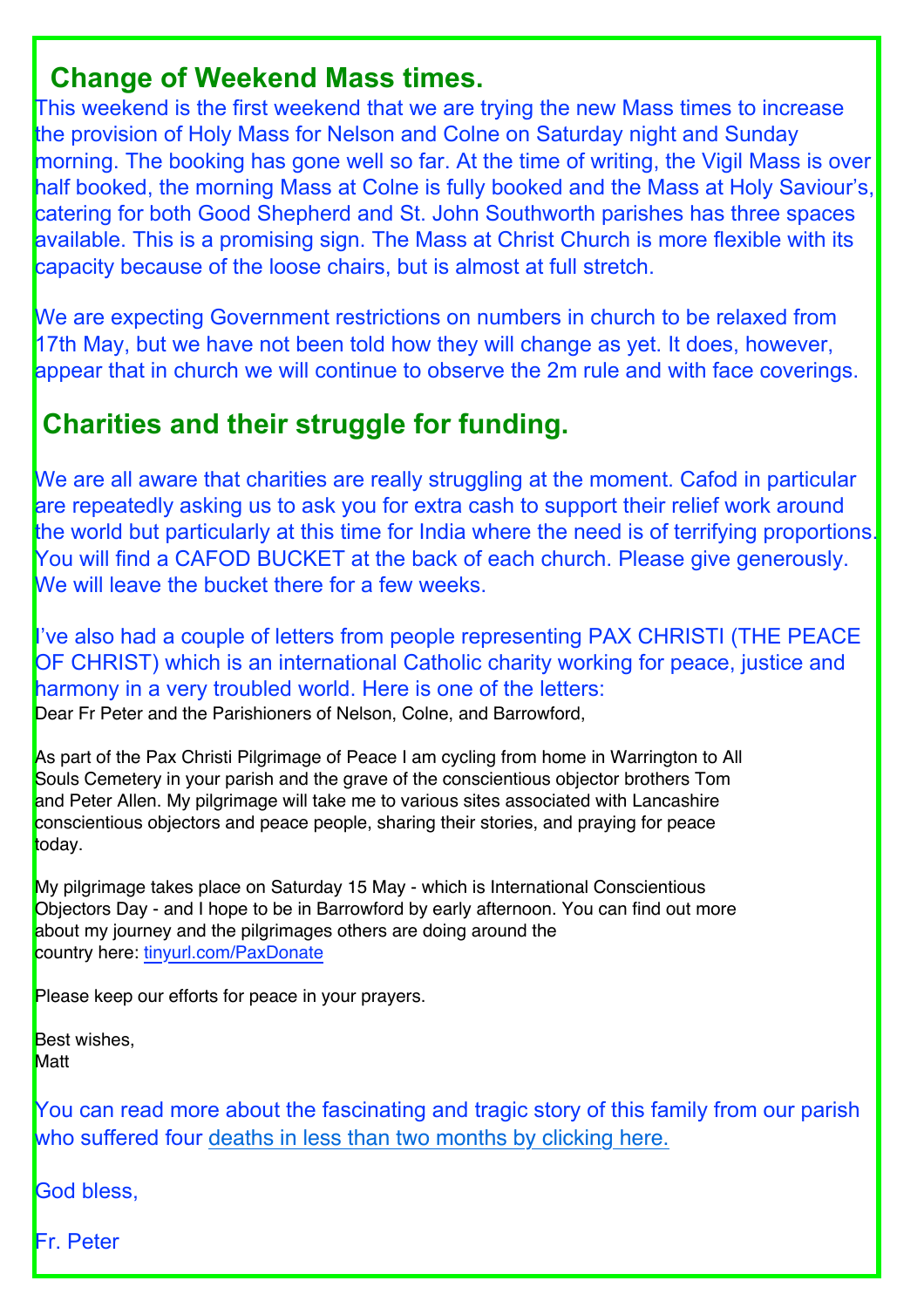## Change of Weekend Mass times.

This weekend is the first weekend that we are trying the new Mass times to increase the provision of Holy Mass for Nelson and Colne on Saturday night and Sunday morning. The booking has gone well so far. At the time of writing, the Vigil Mass is over half booked, the morning Mass at Colne is fully booked and the Mass at Holy Saviour's, catering for both Good Shepherd and St. John Southworth parishes has three spaces available. This is a promising sign. The Mass at Christ Church is more flexible with its capacity because of the loose chairs, but is almost at full stretch.

We are expecting Government restrictions on numbers in church to be relaxed from 17th May, but we have not been told how they will change as yet. It does, however, appear that in church we will continue to observe the 2m rule and with face coverings.

## Charities and their struggle for funding.

We are all aware that charities are really struggling at the moment. Cafod in particular are repeatedly asking us to ask you for extra cash to support their relief work around the world but particularly at this time for India where the need is of terrifying proportions. You will find a CAFOD BUCKET at the back of each church. Please give generously. We will leave the bucket there for a few weeks.

I've also had a couple of letters from people representing PAX CHRISTI (THE PEACE OF CHRIST) which is an international Catholic charity working for peace, justice and harmony in a very troubled world. Here is one of the letters:

Dear Fr Peter and the Parishioners of Nelson, Colne, and Barrowford,

As part of the Pax Christi Pilgrimage of Peace I am cycling from home in Warrington to All Souls Cemetery in your parish and the grave of the conscientious objector brothers Tom and Peter Allen. My pilgrimage will take me to various sites associated with Lancashire conscientious objectors and peace people, sharing their stories, and praying for peace today.

My pilgrimage takes place on Saturday 15 May - which is International Conscientious Objectors Day - and I hope to be in Barrowford by early afternoon. You can find out more about my journey and the pilgrimages others are doing around the country here: tinyurl.com/PaxDonate

Please keep our efforts for peace in your prayers.

Best wishes,
Matt

You can read more about the fascinating and tragic story of this family from our parish who suffered four deaths in less than two months by clicking here.

God bless,

Fr. Peter